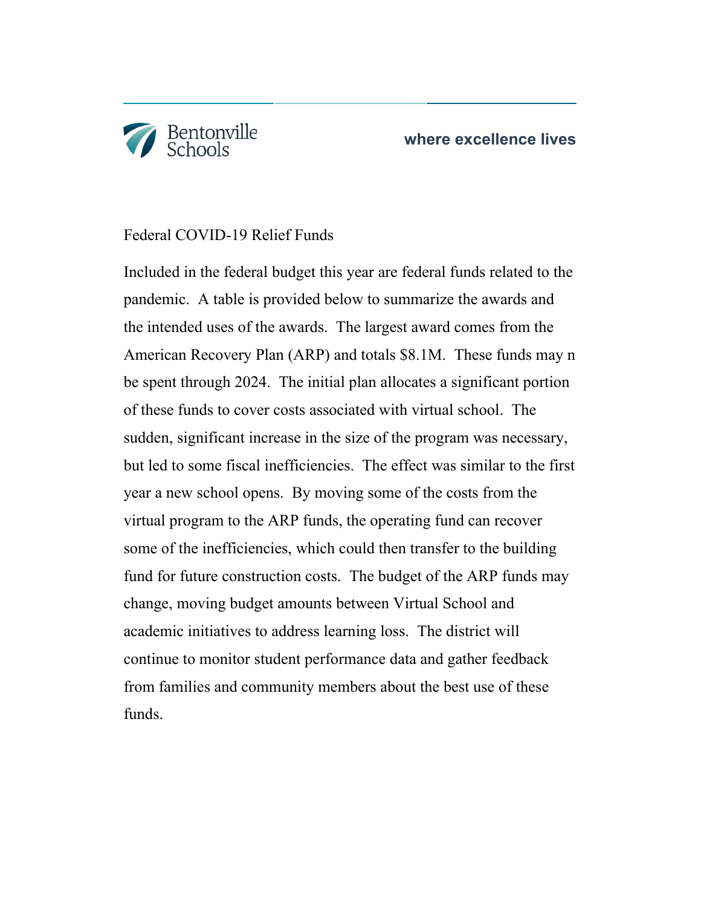Federal COVID-19 Relief Funds

Included in the federal budget this year are federal funds related to the pandemic. A table is provided below to summarize the awards and the intended uses of the awards. The largest award comes from the American Recovery Plan (ARP) and totals $8.1M. These funds may n be spent through 2024. The initial plan allocates a significant portion of these funds to cover costs associated with virtual school. The sudden, significant increase in the size of the program was necessary, but led to some fiscal inefficiencies. The effect was similar to the first year a new school opens. By moving some of the costs from the virtual program to the ARP funds, the operating fund can recover some of the inefficiencies, which could then transfer to the building fund for future construction costs. The budget of the ARP funds may change, moving budget amounts between Virtual School and academic initiatives to address learning loss. The district will continue to monitor student performance data and gather feedback from families and community members about the best use of these funds.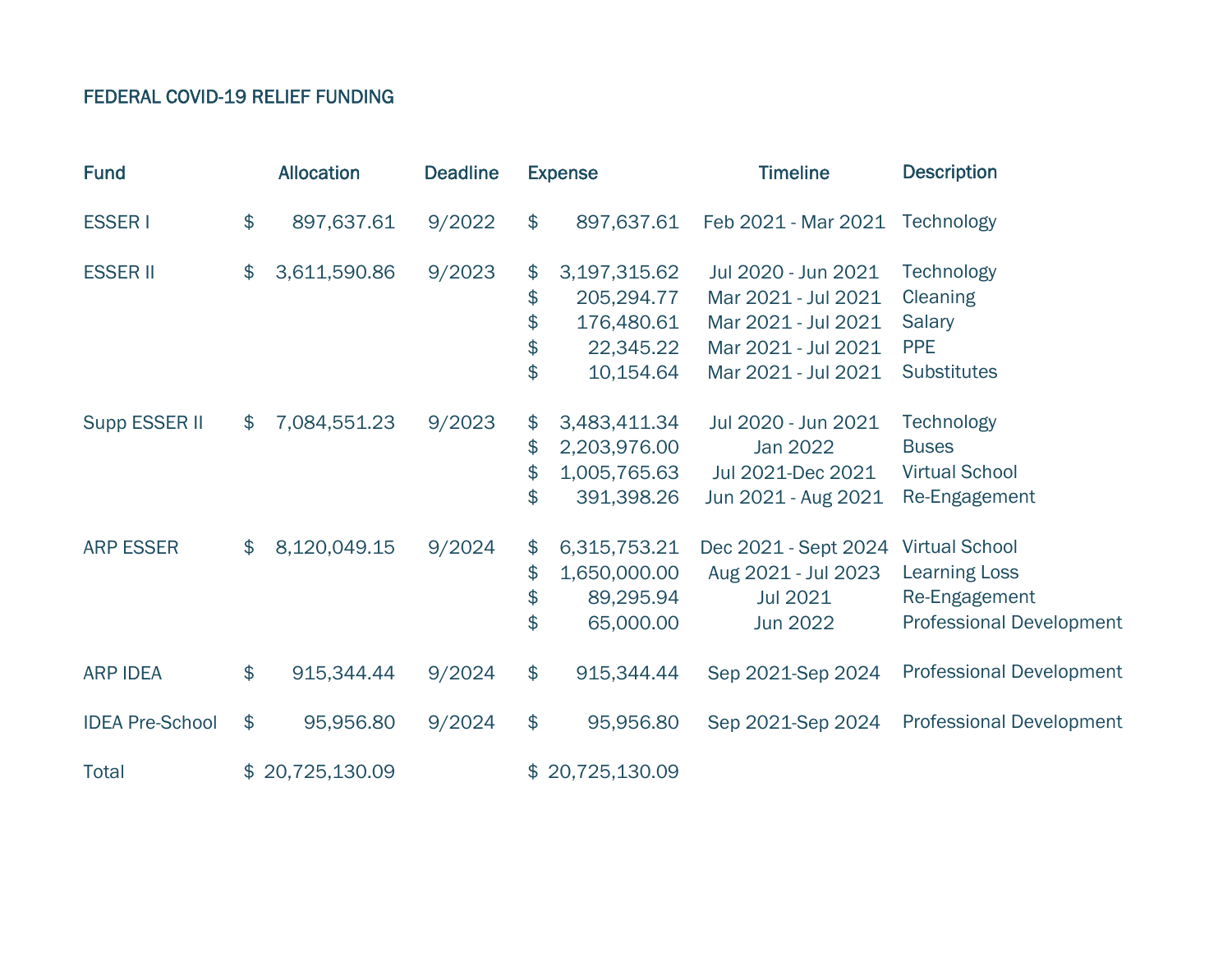FEDERAL COVID-19 RELIEF FUNDING

| Fund | Allocation | Deadline | Expense | Timeline | Description |
|---|---|---|---|---|---|
| ESSER I | $ 897,637.61 | 9/2022 | $ 897,637.61 | Feb 2021 - Mar 2021 | Technology |
| ESSER II | $ 3,611,590.86 | 9/2023 | $ 3,197,315.62 | Jul 2020 - Jun 2021 | Technology |
| | | | $ 205,294.77 | Mar 2021 - Jul 2021 | Cleaning |
| | | | $ 176,480.61 | Mar 2021 - Jul 2021 | Salary |
| | | | $ 22,345.22 | Mar 2021 - Jul 2021 | PPE |
| | | | $ 10,154.64 | Mar 2021 - Jul 2021 | Substitutes |
| Supp ESSER II | $ 7,084,551.23 | 9/2023 | $ 3,483,411.34 | Jul 2020 - Jun 2021 | Technology |
| | | | $ 2,203,976.00 | Jan 2022 | Buses |
| | | | $ 1,005,765.63 | Jul 2021-Dec 2021 | Virtual School |
| | | | $ 391,398.26 | Jun 2021 - Aug 2021 | Re-Engagement |
| ARP ESSER | $ 8,120,049.15 | 9/2024 | $ 6,315,753.21 | Dec 2021 - Sept 2024 | Virtual School |
| | | | $ 1,650,000.00 | Aug 2021 - Jul 2023 | Learning Loss |
| | | | $ 89,295.94 | Jul 2021 | Re-Engagement |
| | | | $ 65,000.00 | Jun 2022 | Professional Development |
| ARP IDEA | $ 915,344.44 | 9/2024 | $ 915,344.44 | Sep 2021-Sep 2024 | Professional Development |
| IDEA Pre-School | $ 95,956.80 | 9/2024 | $ 95,956.80 | Sep 2021-Sep 2024 | Professional Development |
| Total | $ 20,725,130.09 | | $ 20,725,130.09 | | |